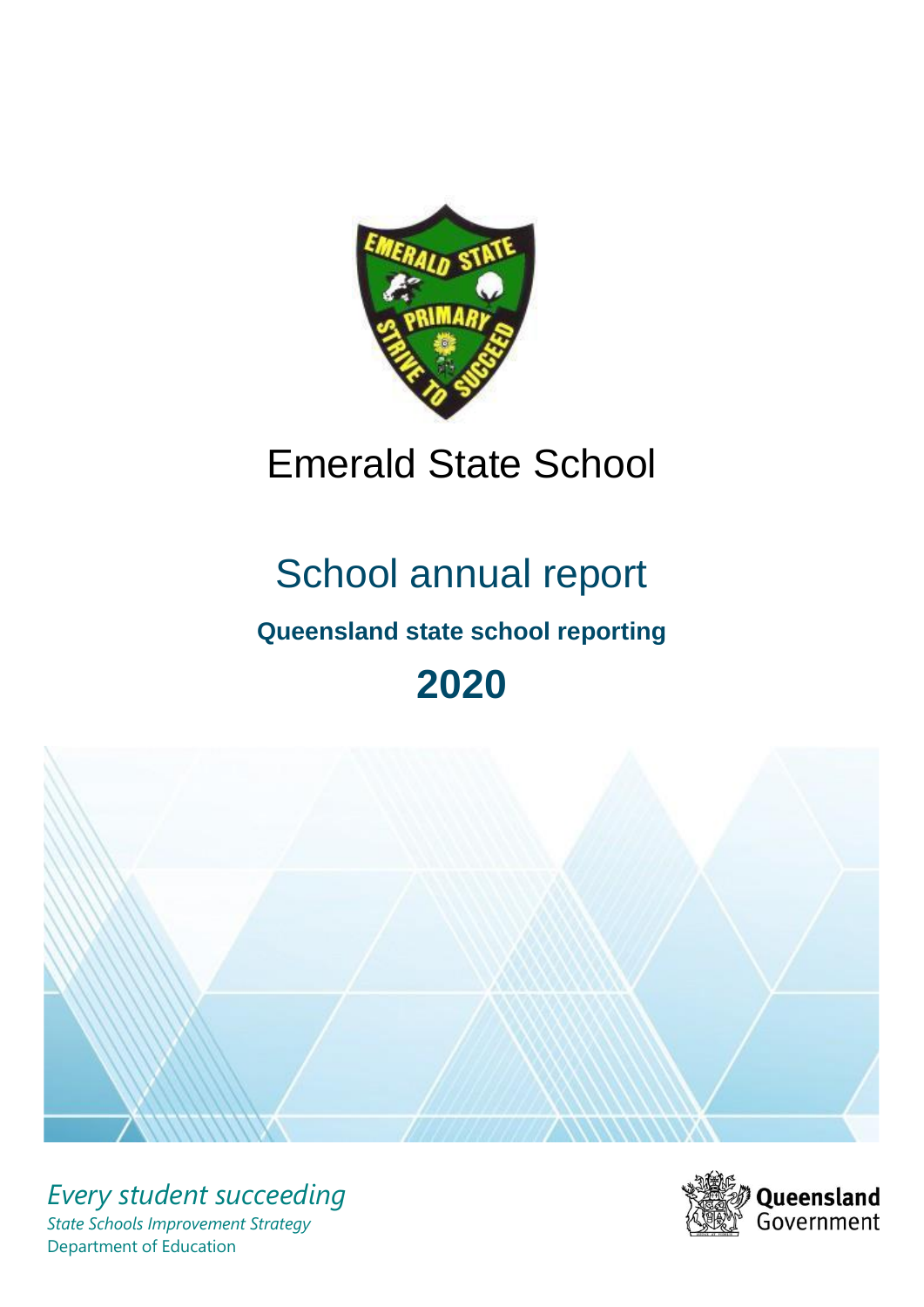# Emerald State School

## School annual report

**Queensland state school reporting**

**2020**

*Every student succeeding*

*State Schools Improvement Strategy*

Department of Education

Queensland Government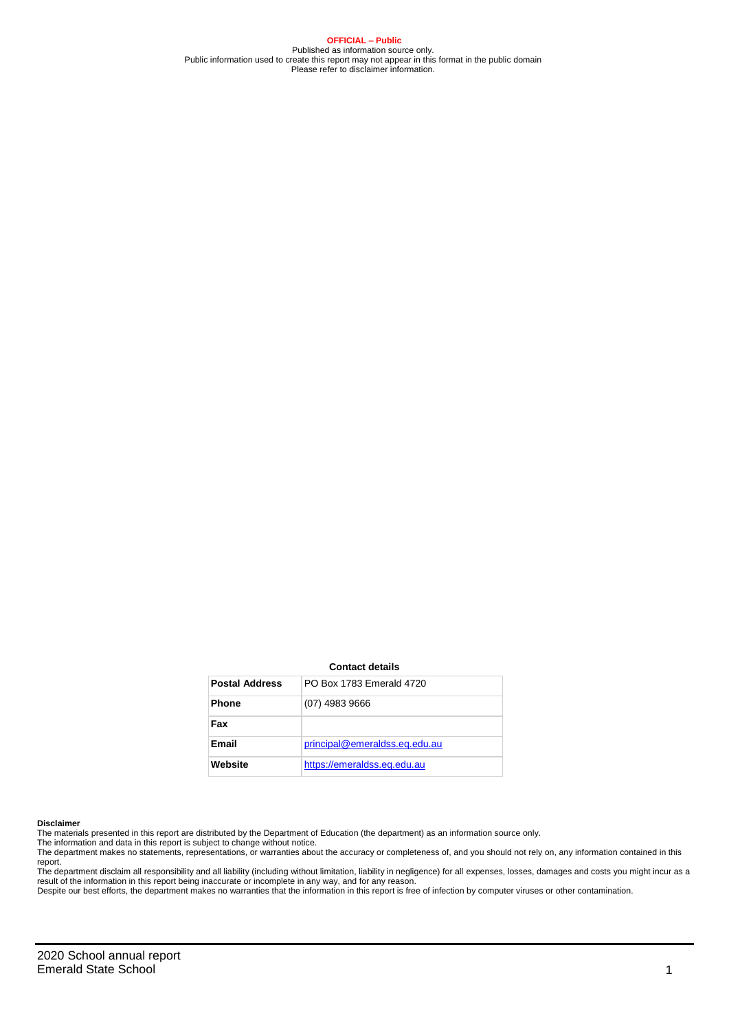**OFFICIAL – Public**
Published as information source only.
Public information used to create this report may not appear in this format in the public domain
Please refer to disclaimer information.

**Contact details**

| **Postal Address** | PO Box 1783 Emerald 4720 |
| --- | --- |
| **Phone** | (07) 4983 9666 |
| **Fax** | |
| **Email** | principal@emeraldss.eq.edu.au |
| **Website** | https://emeraldss.eq.edu.au |

**Disclaimer**

The materials presented in this report are distributed by the Department of Education (the department) as an information source only.

The information and data in this report is subject to change without notice.

The department makes no statements, representations, or warranties about the accuracy or completeness of, and you should not rely on, any information contained in this report.

The department disclaim all responsibility and all liability (including without limitation, liability in negligence) for all expenses, losses, damages and costs you might incur as a result of the information in this report being inaccurate or incomplete in any way, and for any reason.

Despite our best efforts, the department makes no warranties that the information in this report is free of infection by computer viruses or other contamination.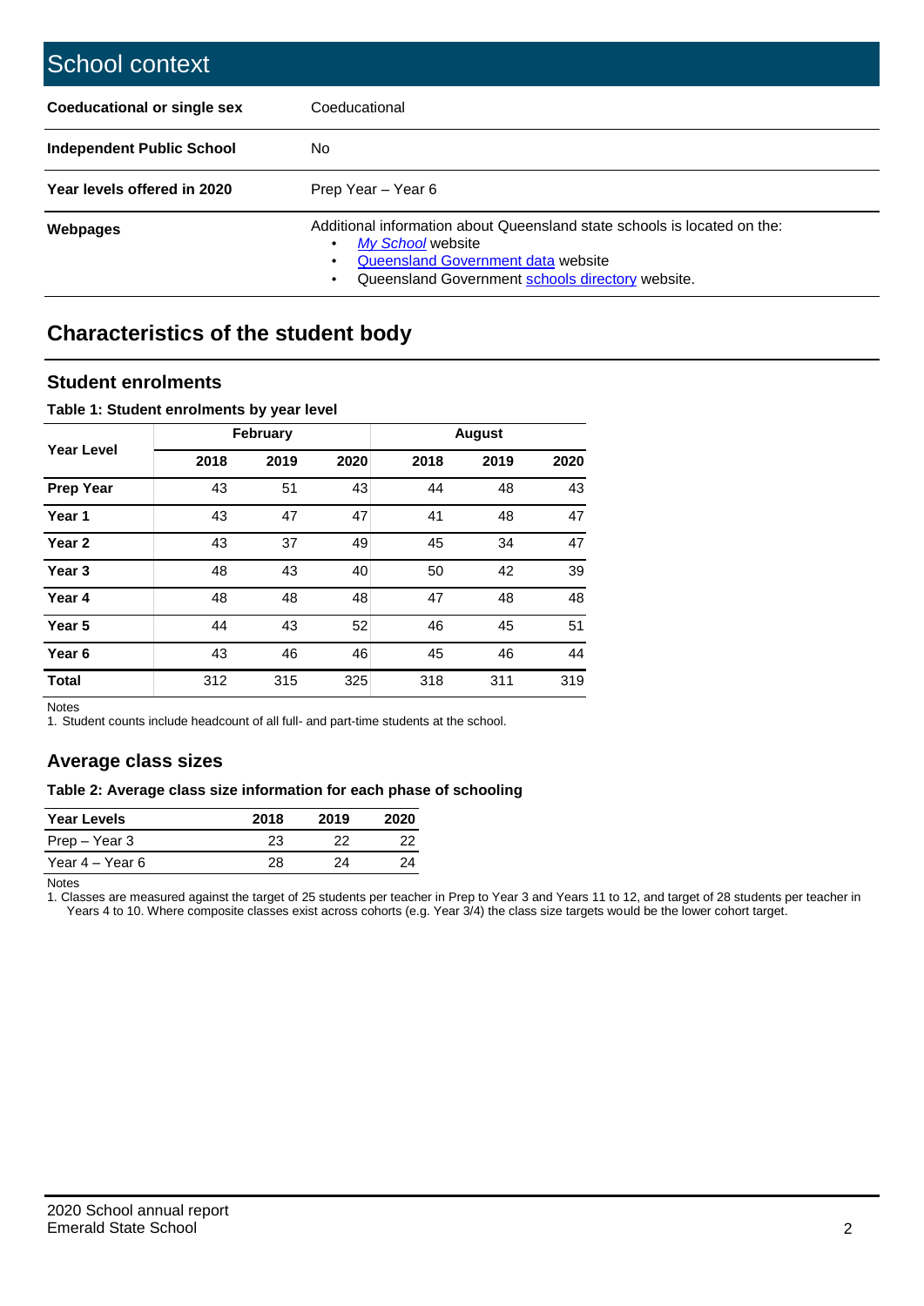# School context

| | |
|---|---|
| **Coeducational or single sex** | Coeducational |
| **Independent Public School** | No |
| **Year levels offered in 2020** | Prep Year – Year 6 |
| **Webpages** | Additional information about Queensland state schools is located on the: • *My School* website • Queensland Government data website • Queensland Government schools directory website. |

## Characteristics of the student body

### Student enrolments

**Table 1: Student enrolments by year level**

| Year Level | February | | | August | | |
|---|---|---|---|---|---|---|
| | 2018 | 2019 | 2020 | 2018 | 2019 | 2020 |
| **Prep Year** | 43 | 51 | 43 | 44 | 48 | 43 |
| **Year 1** | 43 | 47 | 47 | 41 | 48 | 47 |
| **Year 2** | 43 | 37 | 49 | 45 | 34 | 47 |
| **Year 3** | 48 | 43 | 40 | 50 | 42 | 39 |
| **Year 4** | 48 | 48 | 48 | 47 | 48 | 48 |
| **Year 5** | 44 | 43 | 52 | 46 | 45 | 51 |
| **Year 6** | 43 | 46 | 46 | 45 | 46 | 44 |
| **Total** | 312 | 315 | 325 | 318 | 311 | 319 |

Notes

1. Student counts include headcount of all full- and part-time students at the school.

### Average class sizes

**Table 2: Average class size information for each phase of schooling**

| Year Levels | 2018 | 2019 | 2020 |
|---|---|---|---|
| Prep – Year 3 | 23 | 22 | 22 |
| Year 4 – Year 6 | 28 | 24 | 24 |

Notes

1. Classes are measured against the target of 25 students per teacher in Prep to Year 3 and Years 11 to 12, and target of 28 students per teacher in Years 4 to 10. Where composite classes exist across cohorts (e.g. Year 3/4) the class size targets would be the lower cohort target.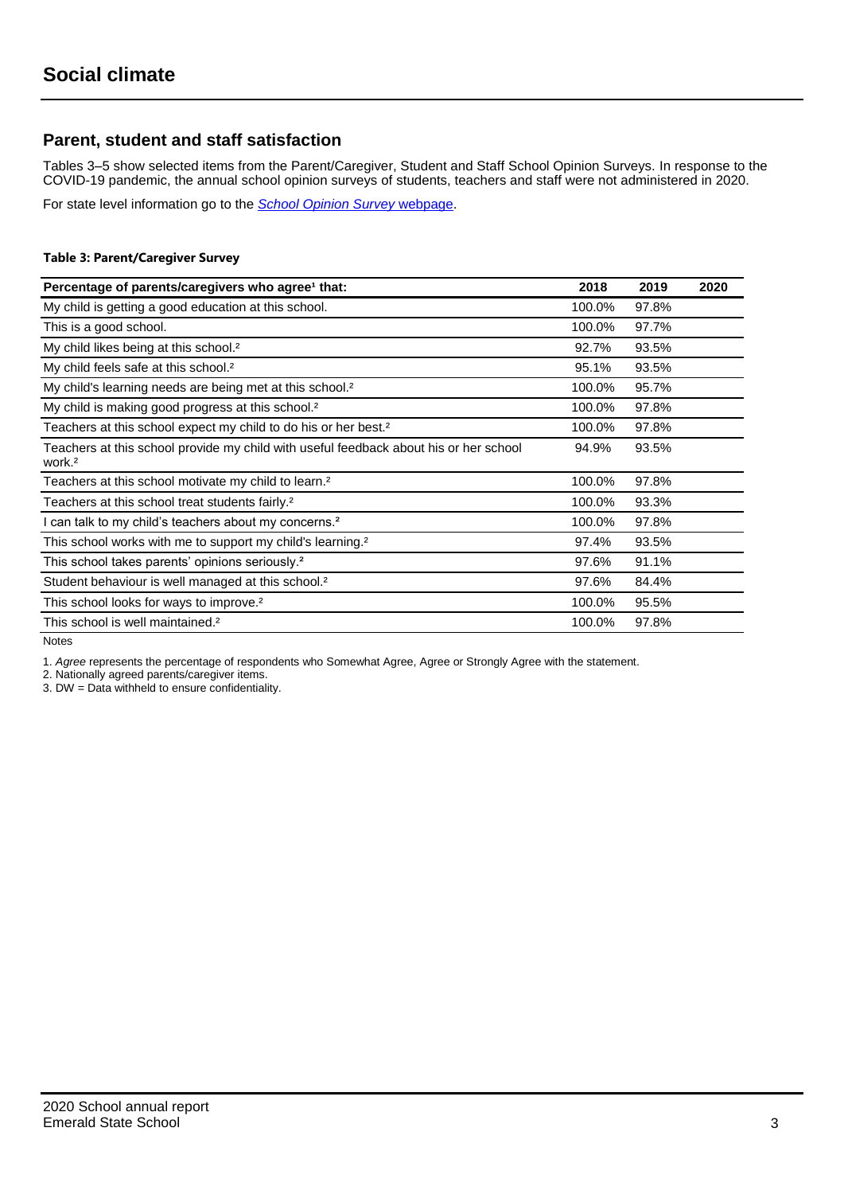# Social climate

## Parent, student and staff satisfaction

Tables 3–5 show selected items from the Parent/Caregiver, Student and Staff School Opinion Surveys. In response to the COVID-19 pandemic, the annual school opinion surveys of students, teachers and staff were not administered in 2020.

For state level information go to the *School Opinion Survey* webpage.

**Table 3: Parent/Caregiver Survey**

| Percentage of parents/caregivers who agree[1] that: | 2018 | 2019 | 2020 |
|---|---|---|---|
| My child is getting a good education at this school. | 100.0% | 97.8% | |
| This is a good school. | 100.0% | 97.7% | |
| My child likes being at this school.[2] | 92.7% | 93.5% | |
| My child feels safe at this school.[2] | 95.1% | 93.5% | |
| My child's learning needs are being met at this school.[2] | 100.0% | 95.7% | |
| My child is making good progress at this school.[2] | 100.0% | 97.8% | |
| Teachers at this school expect my child to do his or her best.[2] | 100.0% | 97.8% | |
| Teachers at this school provide my child with useful feedback about his or her school work.[2] | 94.9% | 93.5% | |
| Teachers at this school motivate my child to learn.[2] | 100.0% | 97.8% | |
| Teachers at this school treat students fairly.[2] | 100.0% | 93.3% | |
| I can talk to my child's teachers about my concerns.[2] | 100.0% | 97.8% | |
| This school works with me to support my child's learning.[2] | 97.4% | 93.5% | |
| This school takes parents' opinions seriously.[2] | 97.6% | 91.1% | |
| Student behaviour is well managed at this school.[2] | 97.6% | 84.4% | |
| This school looks for ways to improve.[2] | 100.0% | 95.5% | |
| This school is well maintained.[2] | 100.0% | 97.8% | |

Notes

1. *Agree* represents the percentage of respondents who Somewhat Agree, Agree or Strongly Agree with the statement.
2. Nationally agreed parents/caregiver items.
3. DW = Data withheld to ensure confidentiality.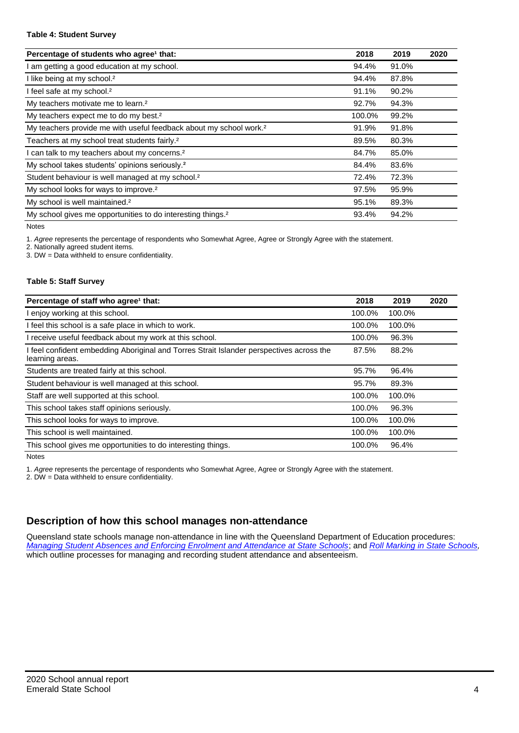**Table 4: Student Survey**

| Percentage of students who agree[1] that: | 2018 | 2019 | 2020 |
| --- | --- | --- | --- |
| I am getting a good education at my school. | 94.4% | 91.0% | |
| I like being at my school.[2] | 94.4% | 87.8% | |
| I feel safe at my school.[2] | 91.1% | 90.2% | |
| My teachers motivate me to learn.[2] | 92.7% | 94.3% | |
| My teachers expect me to do my best.[2] | 100.0% | 99.2% | |
| My teachers provide me with useful feedback about my school work.[2] | 91.9% | 91.8% | |
| Teachers at my school treat students fairly.[2] | 89.5% | 80.3% | |
| I can talk to my teachers about my concerns.[2] | 84.7% | 85.0% | |
| My school takes students' opinions seriously.[2] | 84.4% | 83.6% | |
| Student behaviour is well managed at my school.[2] | 72.4% | 72.3% | |
| My school looks for ways to improve.[2] | 97.5% | 95.9% | |
| My school is well maintained.[2] | 95.1% | 89.3% | |
| My school gives me opportunities to do interesting things.[2] | 93.4% | 94.2% | |

Notes

1. *Agree* represents the percentage of respondents who Somewhat Agree, Agree or Strongly Agree with the statement.
2. Nationally agreed student items.
3. DW = Data withheld to ensure confidentiality.

**Table 5: Staff Survey**

| Percentage of staff who agree[1] that: | 2018 | 2019 | 2020 |
| --- | --- | --- | --- |
| I enjoy working at this school. | 100.0% | 100.0% | |
| I feel this school is a safe place in which to work. | 100.0% | 100.0% | |
| I receive useful feedback about my work at this school. | 100.0% | 96.3% | |
| I feel confident embedding Aboriginal and Torres Strait Islander perspectives across the learning areas. | 87.5% | 88.2% | |
| Students are treated fairly at this school. | 95.7% | 96.4% | |
| Student behaviour is well managed at this school. | 95.7% | 89.3% | |
| Staff are well supported at this school. | 100.0% | 100.0% | |
| This school takes staff opinions seriously. | 100.0% | 96.3% | |
| This school looks for ways to improve. | 100.0% | 100.0% | |
| This school is well maintained. | 100.0% | 100.0% | |
| This school gives me opportunities to do interesting things. | 100.0% | 96.4% | |

Notes

1. *Agree* represents the percentage of respondents who Somewhat Agree, Agree or Strongly Agree with the statement.
2. DW = Data withheld to ensure confidentiality.

## Description of how this school manages non-attendance

Queensland state schools manage non-attendance in line with the Queensland Department of Education procedures: *Managing Student Absences and Enforcing Enrolment and Attendance at State Schools*; and *Roll Marking in State Schools*, which outline processes for managing and recording student attendance and absenteeism.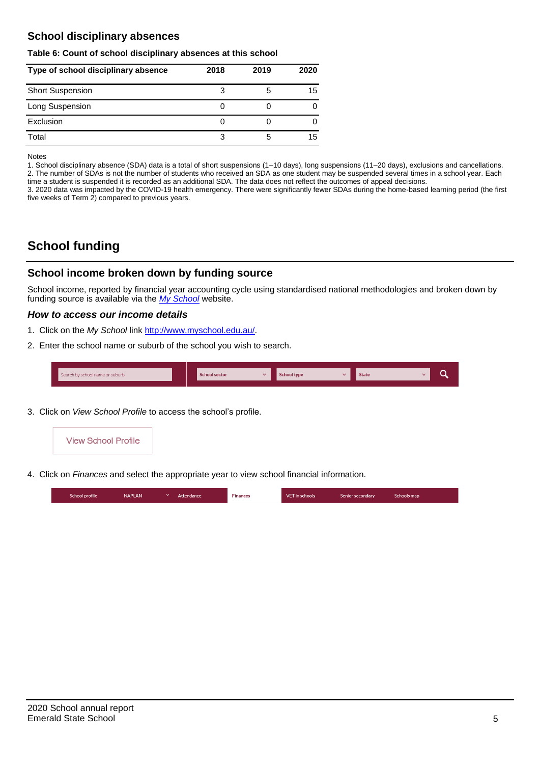## School disciplinary absences

**Table 6: Count of school disciplinary absences at this school**

| Type of school disciplinary absence | 2018 | 2019 | 2020 |
|---|---|---|---|
| Short Suspension | 3 | 5 | 15 |
| Long Suspension | 0 | 0 | 0 |
| Exclusion | 0 | 0 | 0 |
| Total | 3 | 5 | 15 |

Notes

1. School disciplinary absence (SDA) data is a total of short suspensions (1–10 days), long suspensions (11–20 days), exclusions and cancellations.
2. The number of SDAs is not the number of students who received an SDA as one student may be suspended several times in a school year. Each time a student is suspended it is recorded as an additional SDA. The data does not reflect the outcomes of appeal decisions.
3. 2020 data was impacted by the COVID-19 health emergency. There were significantly fewer SDAs during the home-based learning period (the first five weeks of Term 2) compared to previous years.

# School funding

## School income broken down by funding source

School income, reported by financial year accounting cycle using standardised national methodologies and broken down by funding source is available via the *My School* website.

### *How to access our income details*

1. Click on the *My School* link http://www.myschool.edu.au/.
2. Enter the school name or suburb of the school you wish to search.

Search by school name or suburb | School sector | School type | State

3. Click on *View School Profile* to access the school's profile.

View School Profile

4. Click on *Finances* and select the appropriate year to view school financial information.

School profile | NAPLAN | Attendance | Finances | VET in schools | Senior secondary | Schools map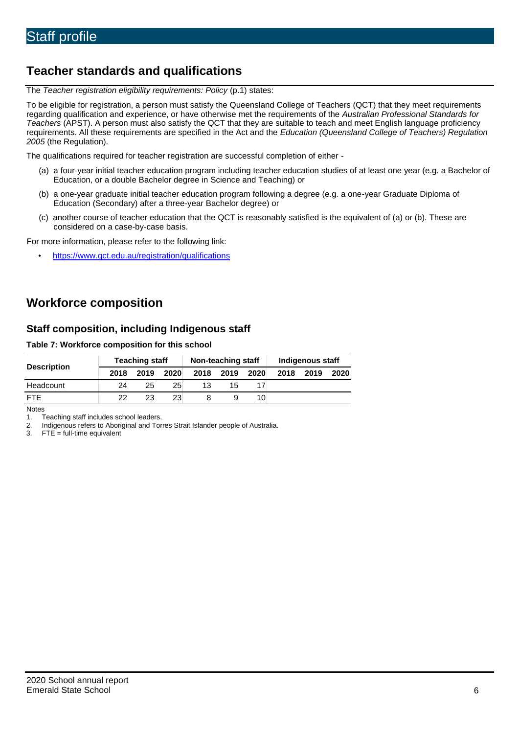# Staff profile

## Teacher standards and qualifications

The *Teacher registration eligibility requirements: Policy* (p.1) states:

To be eligible for registration, a person must satisfy the Queensland College of Teachers (QCT) that they meet requirements regarding qualification and experience, or have otherwise met the requirements of the *Australian Professional Standards for Teachers* (APST). A person must also satisfy the QCT that they are suitable to teach and meet English language proficiency requirements. All these requirements are specified in the Act and the *Education (Queensland College of Teachers) Regulation 2005* (the Regulation).

The qualifications required for teacher registration are successful completion of either -

(a) a four-year initial teacher education program including teacher education studies of at least one year (e.g. a Bachelor of Education, or a double Bachelor degree in Science and Teaching) or

(b) a one-year graduate initial teacher education program following a degree (e.g. a one-year Graduate Diploma of Education (Secondary) after a three-year Bachelor degree) or

(c) another course of teacher education that the QCT is reasonably satisfied is the equivalent of (a) or (b). These are considered on a case-by-case basis.

For more information, please refer to the following link:

- https://www.qct.edu.au/registration/qualifications

## Workforce composition

### Staff composition, including Indigenous staff

**Table 7: Workforce composition for this school**

| Description | Teaching staff | | | Non-teaching staff | | | Indigenous staff | | |
|---|---|---|---|---|---|---|---|---|---|
| | 2018 | 2019 | 2020 | 2018 | 2019 | 2020 | 2018 | 2019 | 2020 |
| Headcount | 24 | 25 | 25 | 13 | 15 | 17 | | | |
| FTE | 22 | 23 | 23 | 8 | 9 | 10 | | | |

Notes

1. Teaching staff includes school leaders.
2. Indigenous refers to Aboriginal and Torres Strait Islander people of Australia.
3. FTE = full-time equivalent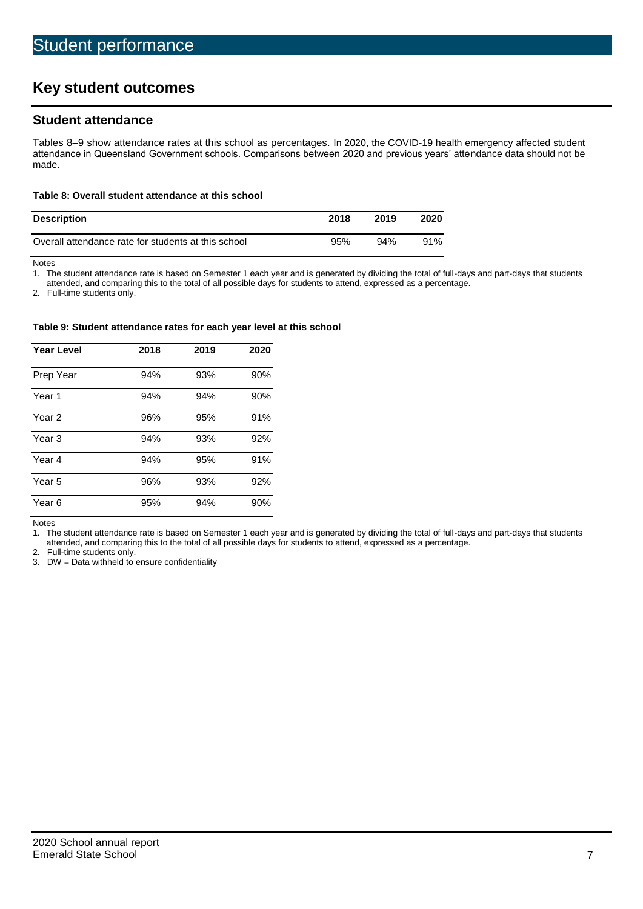# Student performance

## Key student outcomes

### Student attendance

Tables 8–9 show attendance rates at this school as percentages. In 2020, the COVID-19 health emergency affected student attendance in Queensland Government schools. Comparisons between 2020 and previous years' attendance data should not be made.

**Table 8: Overall student attendance at this school**

| Description | 2018 | 2019 | 2020 |
|---|---|---|---|
| Overall attendance rate for students at this school | 95% | 94% | 91% |

Notes

1. The student attendance rate is based on Semester 1 each year and is generated by dividing the total of full-days and part-days that students attended, and comparing this to the total of all possible days for students to attend, expressed as a percentage.
2. Full-time students only.

**Table 9: Student attendance rates for each year level at this school**

| Year Level | 2018 | 2019 | 2020 |
|---|---|---|---|
| Prep Year | 94% | 93% | 90% |
| Year 1 | 94% | 94% | 90% |
| Year 2 | 96% | 95% | 91% |
| Year 3 | 94% | 93% | 92% |
| Year 4 | 94% | 95% | 91% |
| Year 5 | 96% | 93% | 92% |
| Year 6 | 95% | 94% | 90% |

Notes

1. The student attendance rate is based on Semester 1 each year and is generated by dividing the total of full-days and part-days that students attended, and comparing this to the total of all possible days for students to attend, expressed as a percentage.
2. Full-time students only.
3. DW = Data withheld to ensure confidentiality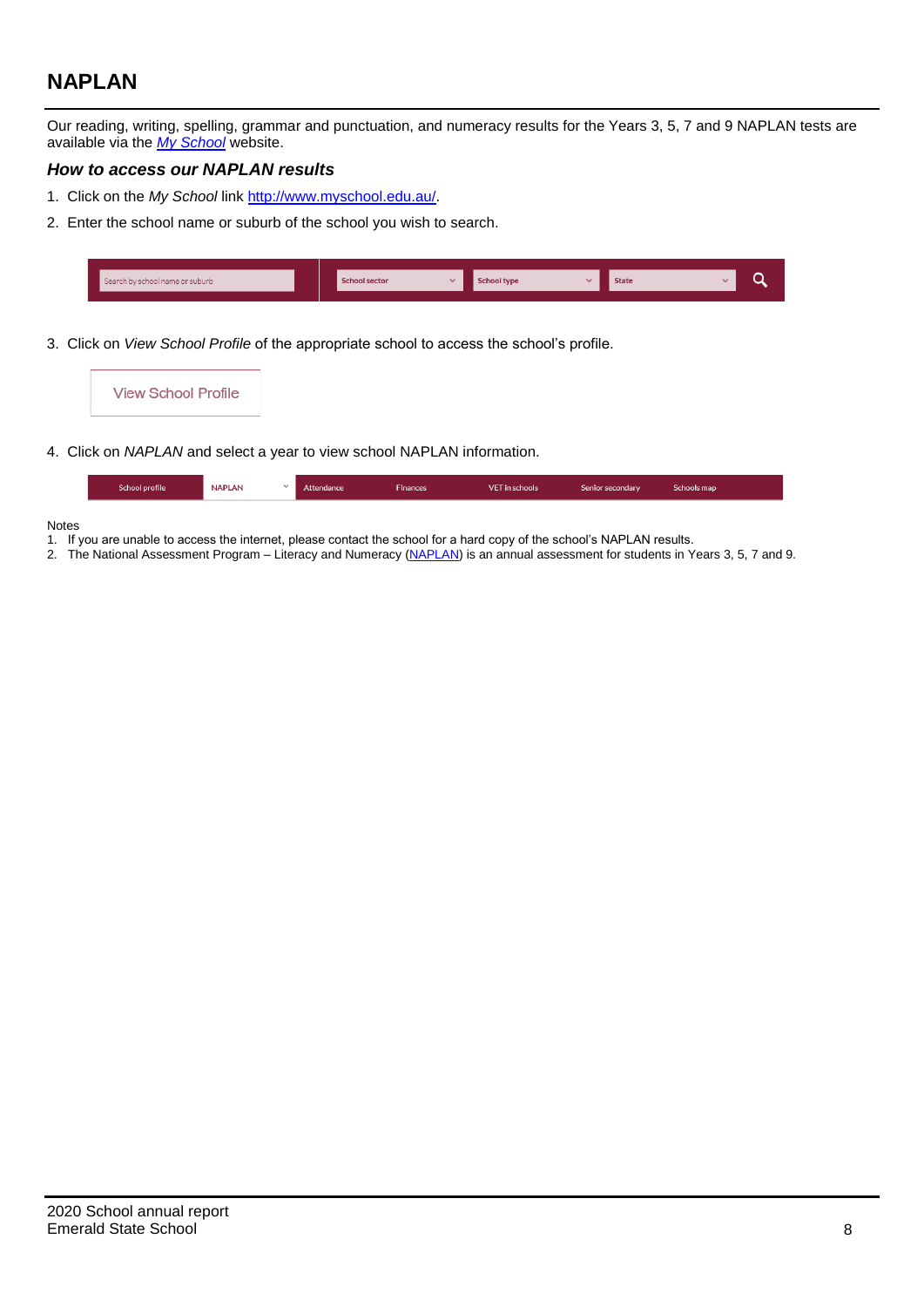## NAPLAN

Our reading, writing, spelling, grammar and punctuation, and numeracy results for the Years 3, 5, 7 and 9 NAPLAN tests are available via the *My School* website.

### *How to access our NAPLAN results*

1. Click on the *My School* link http://www.myschool.edu.au/.
2. Enter the school name or suburb of the school you wish to search.

Search by school name or suburb | School sector | School type | State

3. Click on *View School Profile* of the appropriate school to access the school's profile.

View School Profile

4. Click on *NAPLAN* and select a year to view school NAPLAN information.

School profile | NAPLAN | Attendance | Finances | VET in schools | Senior secondary | Schools map

Notes

1. If you are unable to access the internet, please contact the school for a hard copy of the school's NAPLAN results.
2. The National Assessment Program – Literacy and Numeracy (NAPLAN) is an annual assessment for students in Years 3, 5, 7 and 9.